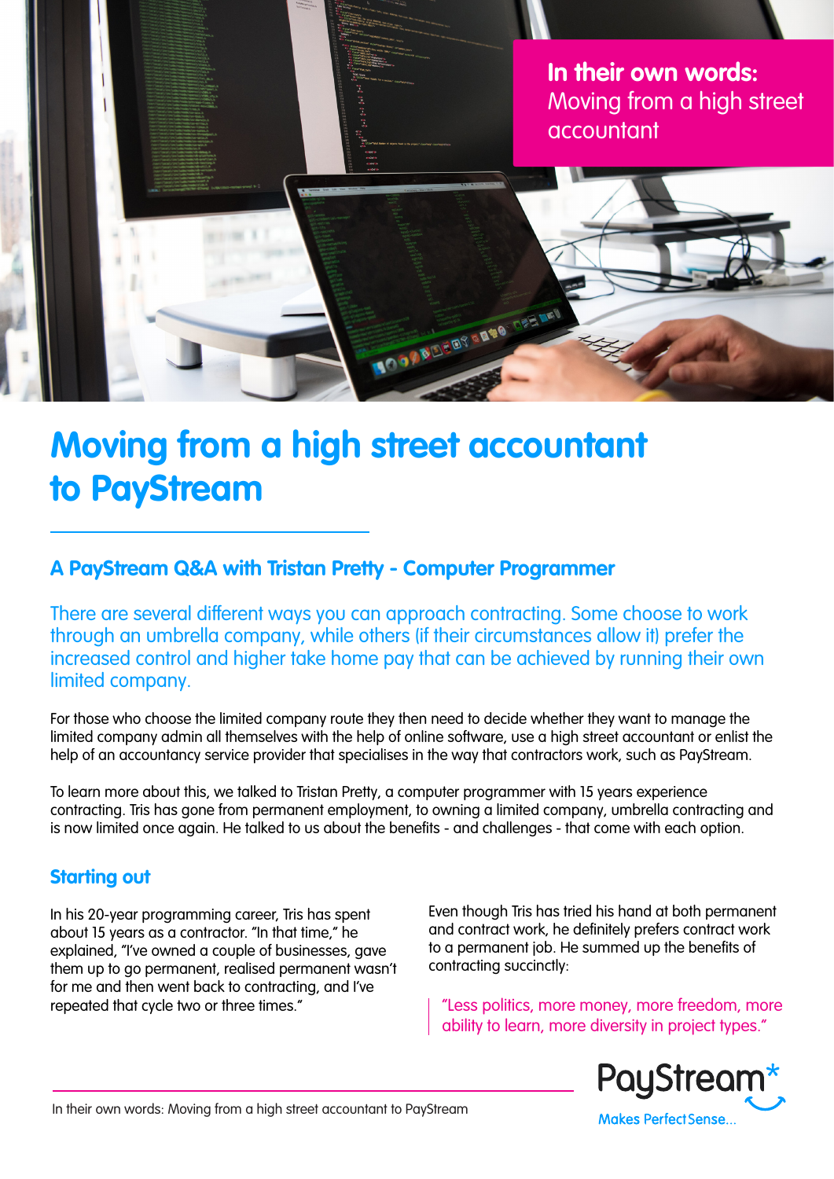**In their own words:** Moving from a high street accountant

# Moving from a high street accountant to PayStream

## A PayStream Q&A with Tristan Pretty - Computer Programmer

There are several different ways you can approach contracting. Some choose to work through an umbrella company, while others (if their circumstances allow it) prefer the increased control and higher take home pay that can be achieved by running their own limited company.

For those who choose the limited company route they then need to decide whether they want to manage the limited company admin all themselves with the help of online software, use a high street accountant or enlist the help of an accountancy service provider that specialises in the way that contractors work, such as PayStream.

To learn more about this, we talked to Tristan Pretty, a computer programmer with 15 years experience contracting. Tris has gone from permanent employment, to owning a limited company, umbrella contracting and is now limited once again. He talked to us about the benefits - and challenges - that come with each option.

### Starting out

In his 20-year programming career, Tris has spent about 15 years as a contractor. "In that time," he explained, "I've owned a couple of businesses, gave them up to go permanent, realised permanent wasn't for me and then went back to contracting, and I've repeated that cycle two or three times."

Even though Tris has tried his hand at both permanent and contract work, he definitely prefers contract work to a permanent job. He summed up the benefits of contracting succinctly:

> "Less politics, more money, more freedom, more ability to learn, more diversity in project types."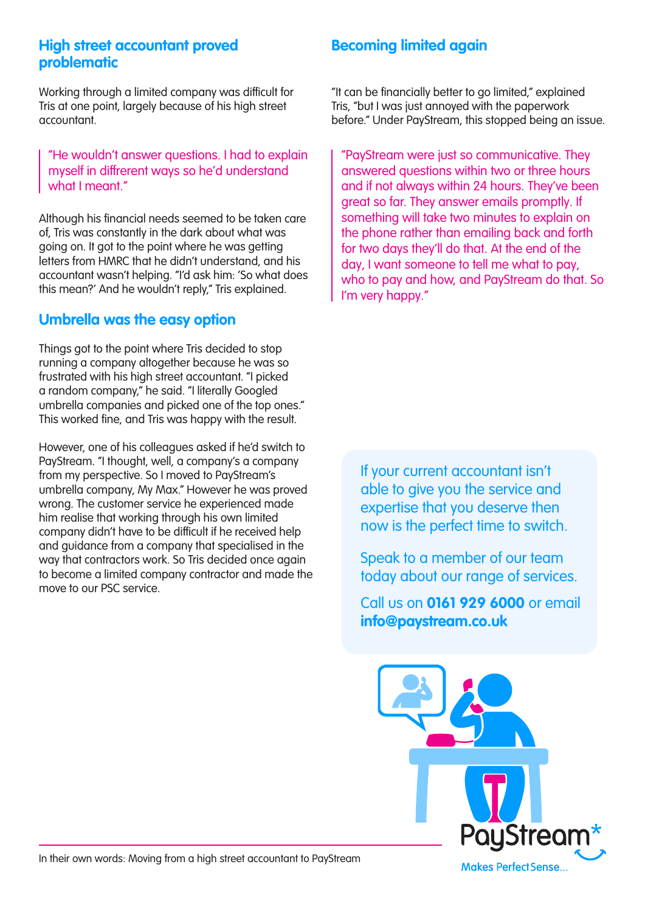## High street accountant proved problematic

Working through a limited company was difficult for Tris at one point, largely because of his high street accountant.

> "He wouldn't answer questions. I had to explain myself in diffrerent ways so he'd understand what I meant."

Although his financial needs seemed to be taken care of, Tris was constantly in the dark about what was going on. It got to the point where he was getting letters from HMRC that he didn't understand, and his accountant wasn't helping. "I'd ask him: 'So what does this mean?' And he wouldn't reply," Tris explained.

## Umbrella was the easy option

Things got to the point where Tris decided to stop running a company altogether because he was so frustrated with his high street accountant. "I picked a random company," he said. "I literally Googled umbrella companies and picked one of the top ones." This worked fine, and Tris was happy with the result.

However, one of his colleagues asked if he'd switch to PayStream. "I thought, well, a company's a company from my perspective. So I moved to PayStream's umbrella company, My Max." However he was proved wrong. The customer service he experienced made him realise that working through his own limited company didn't have to be difficult if he received help and guidance from a company that specialised in the way that contractors work. So Tris decided once again to become a limited company contractor and made the move to our PSC service.

## Becoming limited again

"It can be financially better to go limited," explained Tris, "but I was just annoyed with the paperwork before." Under PayStream, this stopped being an issue.

> "PayStream were just so communicative. They answered questions within two or three hours and if not always within 24 hours. They've been great so far. They answer emails promptly. If something will take two minutes to explain on the phone rather than emailing back and forth for two days they'll do that. At the end of the day, I want someone to tell me what to pay, who to pay and how, and PayStream do that. So I'm very happy."

If your current accountant isn't able to give you the service and expertise that you deserve then now is the perfect time to switch.

Speak to a member of our team today about our range of services.

Call us on **0161 929 6000** or email **info@paystream.co.uk**

PayStream*

Makes PerfectSense...